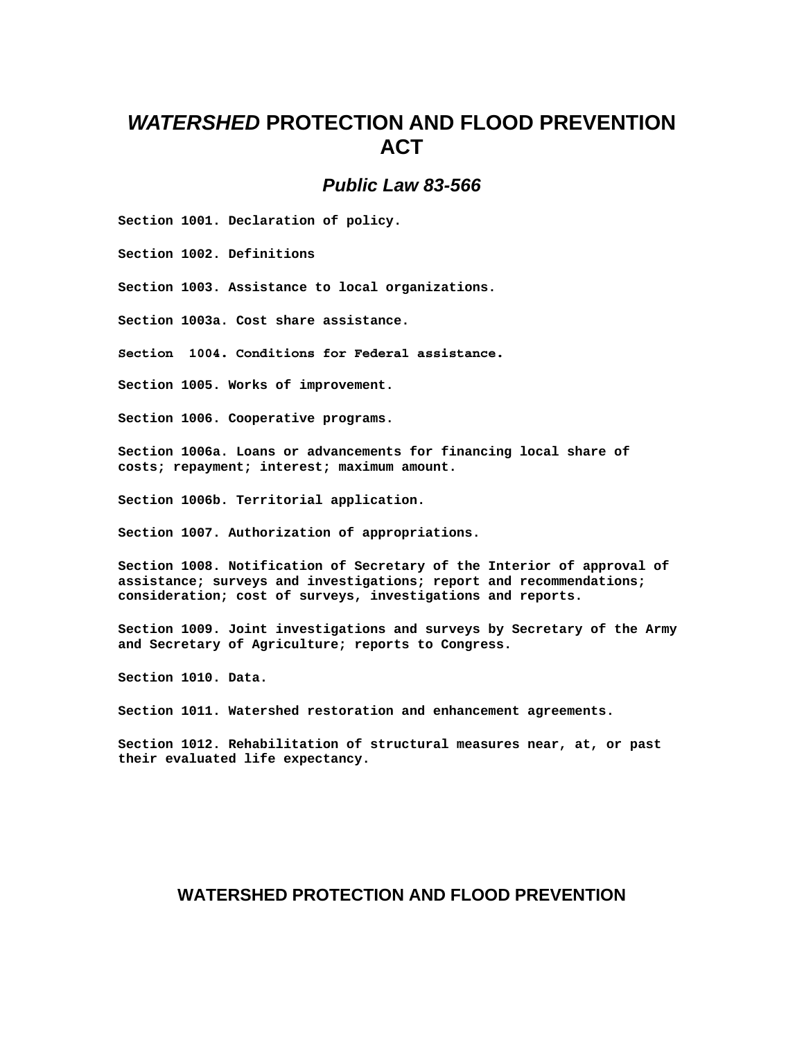# *WATERSHED* PROTECTION AND FLOOD PREVENTION ACT

## *Public Law 83-566*

**Section 1001. Declaration of policy.**

**Section 1002. Definitions**

**Section 1003. Assistance to local organizations.**

**Section 1003a. Cost share assistance.**

**Section 1004. Conditions for Federal assistance.**

**Section 1005. Works of improvement.**

**Section 1006. Cooperative programs.**

**Section 1006a. Loans or advancements for financing local share of costs; repayment; interest; maximum amount.**

**Section 1006b. Territorial application.**

**Section 1007. Authorization of appropriations.**

**Section 1008. Notification of Secretary of the Interior of approval of assistance; surveys and investigations; report and recommendations; consideration; cost of surveys, investigations and reports.**

**Section 1009. Joint investigations and surveys by Secretary of the Army and Secretary of Agriculture; reports to Congress.**

**Section 1010. Data.**

**Section 1011. Watershed restoration and enhancement agreements.**

**Section 1012. Rehabilitation of structural measures near, at, or past their evaluated life expectancy.**

## WATERSHED PROTECTION AND FLOOD PREVENTION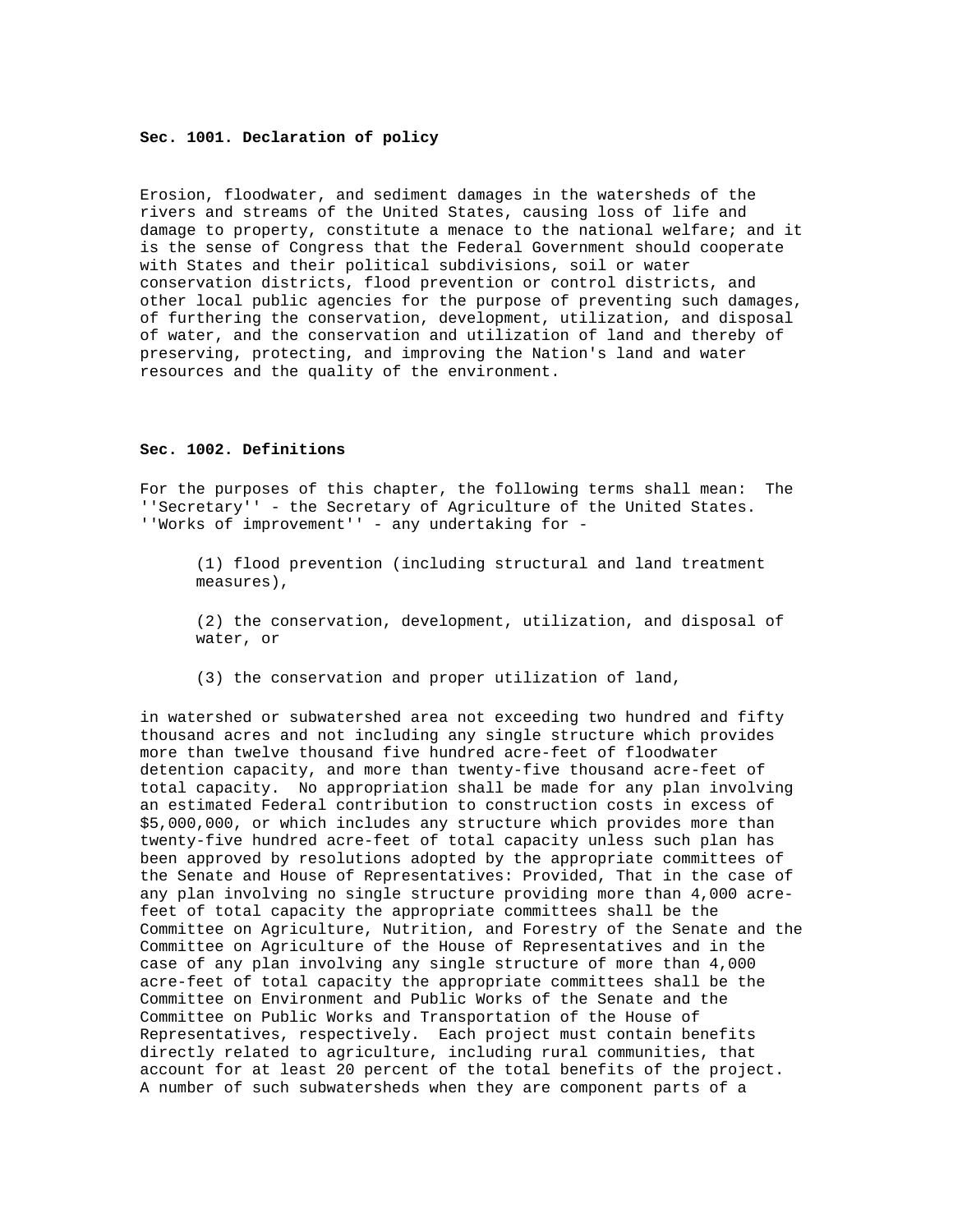**Sec. 1001. Declaration of policy**

Erosion, floodwater, and sediment damages in the watersheds of the rivers and streams of the United States, causing loss of life and damage to property, constitute a menace to the national welfare; and it is the sense of Congress that the Federal Government should cooperate with States and their political subdivisions, soil or water conservation districts, flood prevention or control districts, and other local public agencies for the purpose of preventing such damages, of furthering the conservation, development, utilization, and disposal of water, and the conservation and utilization of land and thereby of preserving, protecting, and improving the Nation's land and water resources and the quality of the environment.

**Sec. 1002. Definitions**

For the purposes of this chapter, the following terms shall mean: The ''Secretary'' - the Secretary of Agriculture of the United States. ''Works of improvement'' - any undertaking for -

(1) flood prevention (including structural and land treatment measures),

(2) the conservation, development, utilization, and disposal of water, or

(3) the conservation and proper utilization of land,

in watershed or subwatershed area not exceeding two hundred and fifty thousand acres and not including any single structure which provides more than twelve thousand five hundred acre-feet of floodwater detention capacity, and more than twenty-five thousand acre-feet of total capacity. No appropriation shall be made for any plan involving an estimated Federal contribution to construction costs in excess of $5,000,000, or which includes any structure which provides more than twenty-five hundred acre-feet of total capacity unless such plan has been approved by resolutions adopted by the appropriate committees of the Senate and House of Representatives: Provided, That in the case of any plan involving no single structure providing more than 4,000 acre-feet of total capacity the appropriate committees shall be the Committee on Agriculture, Nutrition, and Forestry of the Senate and the Committee on Agriculture of the House of Representatives and in the case of any plan involving any single structure of more than 4,000 acre-feet of total capacity the appropriate committees shall be the Committee on Environment and Public Works of the Senate and the Committee on Public Works and Transportation of the House of Representatives, respectively. Each project must contain benefits directly related to agriculture, including rural communities, that account for at least 20 percent of the total benefits of the project. A number of such subwatersheds when they are component parts of a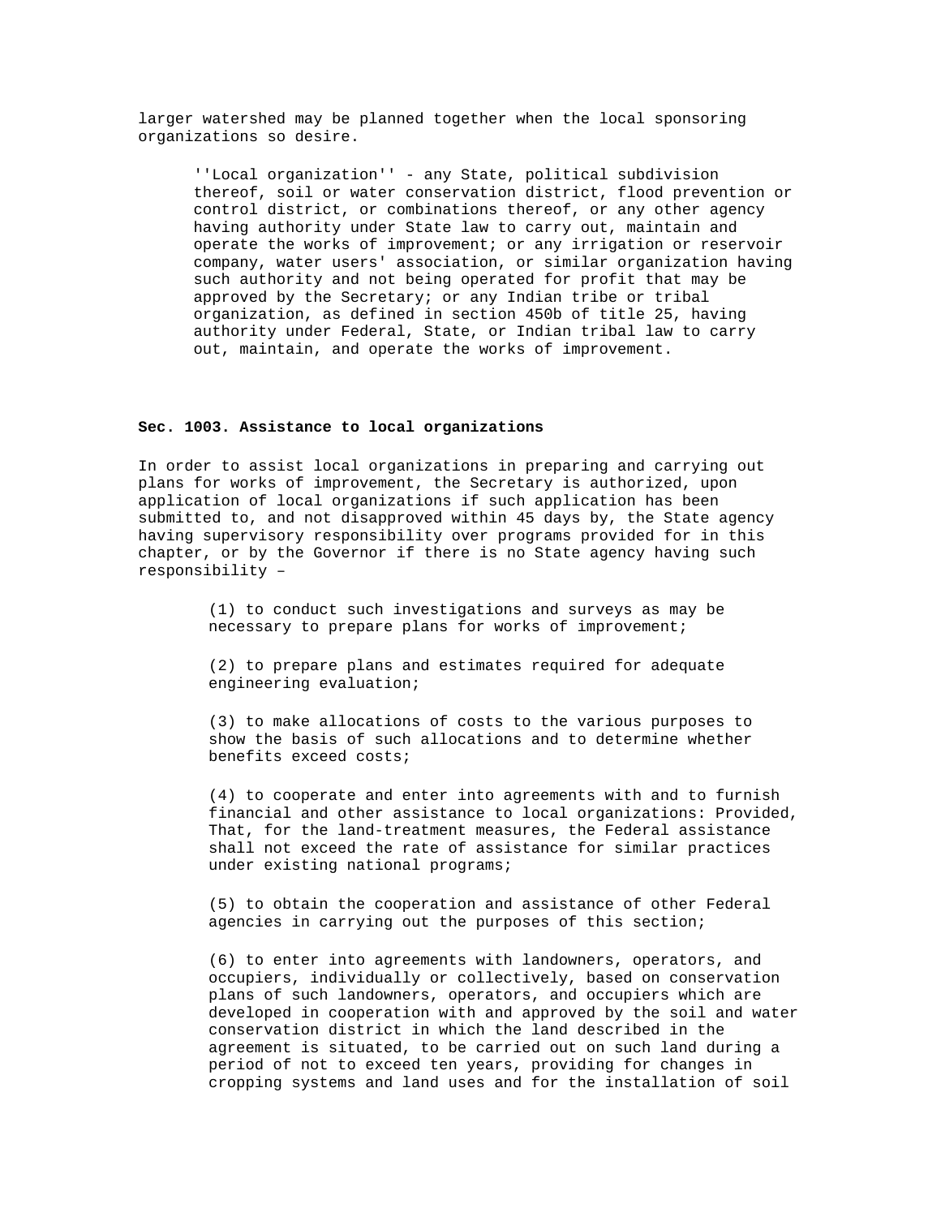larger watershed may be planned together when the local sponsoring organizations so desire.

''Local organization'' - any State, political subdivision thereof, soil or water conservation district, flood prevention or control district, or combinations thereof, or any other agency having authority under State law to carry out, maintain and operate the works of improvement; or any irrigation or reservoir company, water users' association, or similar organization having such authority and not being operated for profit that may be approved by the Secretary; or any Indian tribe or tribal organization, as defined in section 450b of title 25, having authority under Federal, State, or Indian tribal law to carry out, maintain, and operate the works of improvement.

**Sec. 1003. Assistance to local organizations**

In order to assist local organizations in preparing and carrying out plans for works of improvement, the Secretary is authorized, upon application of local organizations if such application has been submitted to, and not disapproved within 45 days by, the State agency having supervisory responsibility over programs provided for in this chapter, or by the Governor if there is no State agency having such responsibility –

(1) to conduct such investigations and surveys as may be necessary to prepare plans for works of improvement;

(2) to prepare plans and estimates required for adequate engineering evaluation;

(3) to make allocations of costs to the various purposes to show the basis of such allocations and to determine whether benefits exceed costs;

(4) to cooperate and enter into agreements with and to furnish financial and other assistance to local organizations: Provided, That, for the land-treatment measures, the Federal assistance shall not exceed the rate of assistance for similar practices under existing national programs;

(5) to obtain the cooperation and assistance of other Federal agencies in carrying out the purposes of this section;

(6) to enter into agreements with landowners, operators, and occupiers, individually or collectively, based on conservation plans of such landowners, operators, and occupiers which are developed in cooperation with and approved by the soil and water conservation district in which the land described in the agreement is situated, to be carried out on such land during a period of not to exceed ten years, providing for changes in cropping systems and land uses and for the installation of soil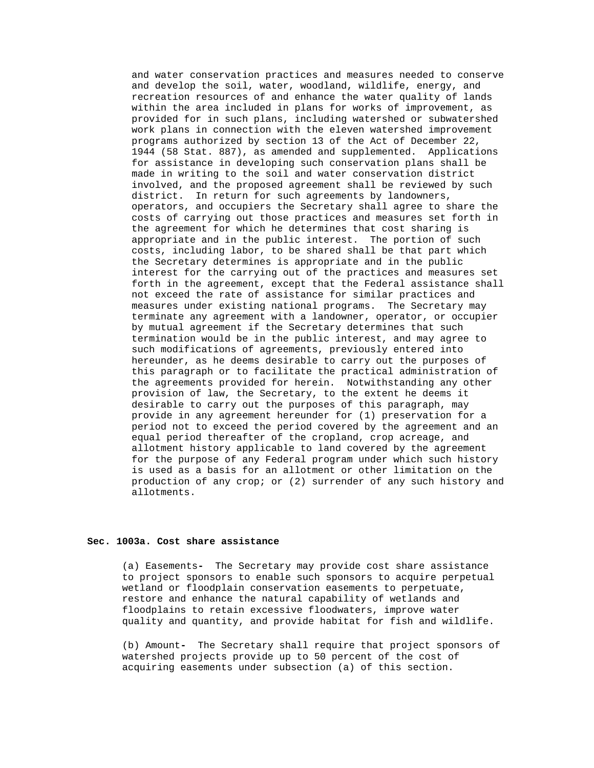and water conservation practices and measures needed to conserve and develop the soil, water, woodland, wildlife, energy, and recreation resources of and enhance the water quality of lands within the area included in plans for works of improvement, as provided for in such plans, including watershed or subwatershed work plans in connection with the eleven watershed improvement programs authorized by section 13 of the Act of December 22, 1944 (58 Stat. 887), as amended and supplemented. Applications for assistance in developing such conservation plans shall be made in writing to the soil and water conservation district involved, and the proposed agreement shall be reviewed by such district. In return for such agreements by landowners, operators, and occupiers the Secretary shall agree to share the costs of carrying out those practices and measures set forth in the agreement for which he determines that cost sharing is appropriate and in the public interest. The portion of such costs, including labor, to be shared shall be that part which the Secretary determines is appropriate and in the public interest for the carrying out of the practices and measures set forth in the agreement, except that the Federal assistance shall not exceed the rate of assistance for similar practices and measures under existing national programs. The Secretary may terminate any agreement with a landowner, operator, or occupier by mutual agreement if the Secretary determines that such termination would be in the public interest, and may agree to such modifications of agreements, previously entered into hereunder, as he deems desirable to carry out the purposes of this paragraph or to facilitate the practical administration of the agreements provided for herein. Notwithstanding any other provision of law, the Secretary, to the extent he deems it desirable to carry out the purposes of this paragraph, may provide in any agreement hereunder for (1) preservation for a period not to exceed the period covered by the agreement and an equal period thereafter of the cropland, crop acreage, and allotment history applicable to land covered by the agreement for the purpose of any Federal program under which such history is used as a basis for an allotment or other limitation on the production of any crop; or (2) surrender of any such history and allotments.

**Sec. 1003a. Cost share assistance**

(a) Easements**-** The Secretary may provide cost share assistance to project sponsors to enable such sponsors to acquire perpetual wetland or floodplain conservation easements to perpetuate, restore and enhance the natural capability of wetlands and floodplains to retain excessive floodwaters, improve water quality and quantity, and provide habitat for fish and wildlife.

(b) Amount**-** The Secretary shall require that project sponsors of watershed projects provide up to 50 percent of the cost of acquiring easements under subsection (a) of this section.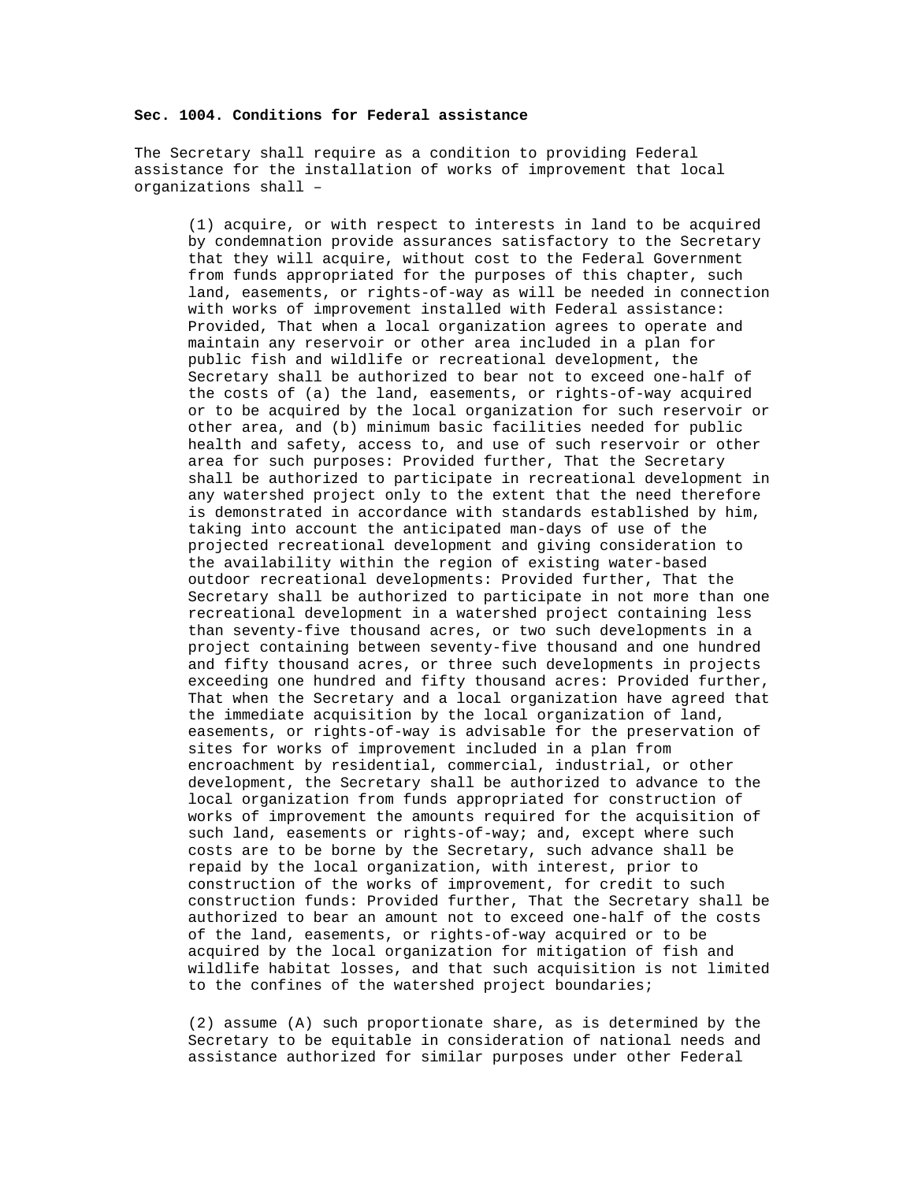**Sec. 1004. Conditions for Federal assistance**

The Secretary shall require as a condition to providing Federal assistance for the installation of works of improvement that local organizations shall –

(1) acquire, or with respect to interests in land to be acquired by condemnation provide assurances satisfactory to the Secretary that they will acquire, without cost to the Federal Government from funds appropriated for the purposes of this chapter, such land, easements, or rights-of-way as will be needed in connection with works of improvement installed with Federal assistance: Provided, That when a local organization agrees to operate and maintain any reservoir or other area included in a plan for public fish and wildlife or recreational development, the Secretary shall be authorized to bear not to exceed one-half of the costs of (a) the land, easements, or rights-of-way acquired or to be acquired by the local organization for such reservoir or other area, and (b) minimum basic facilities needed for public health and safety, access to, and use of such reservoir or other area for such purposes: Provided further, That the Secretary shall be authorized to participate in recreational development in any watershed project only to the extent that the need therefore is demonstrated in accordance with standards established by him, taking into account the anticipated man-days of use of the projected recreational development and giving consideration to the availability within the region of existing water-based outdoor recreational developments: Provided further, That the Secretary shall be authorized to participate in not more than one recreational development in a watershed project containing less than seventy-five thousand acres, or two such developments in a project containing between seventy-five thousand and one hundred and fifty thousand acres, or three such developments in projects exceeding one hundred and fifty thousand acres: Provided further, That when the Secretary and a local organization have agreed that the immediate acquisition by the local organization of land, easements, or rights-of-way is advisable for the preservation of sites for works of improvement included in a plan from encroachment by residential, commercial, industrial, or other development, the Secretary shall be authorized to advance to the local organization from funds appropriated for construction of works of improvement the amounts required for the acquisition of such land, easements or rights-of-way; and, except where such costs are to be borne by the Secretary, such advance shall be repaid by the local organization, with interest, prior to construction of the works of improvement, for credit to such construction funds: Provided further, That the Secretary shall be authorized to bear an amount not to exceed one-half of the costs of the land, easements, or rights-of-way acquired or to be acquired by the local organization for mitigation of fish and wildlife habitat losses, and that such acquisition is not limited to the confines of the watershed project boundaries;

(2) assume (A) such proportionate share, as is determined by the Secretary to be equitable in consideration of national needs and assistance authorized for similar purposes under other Federal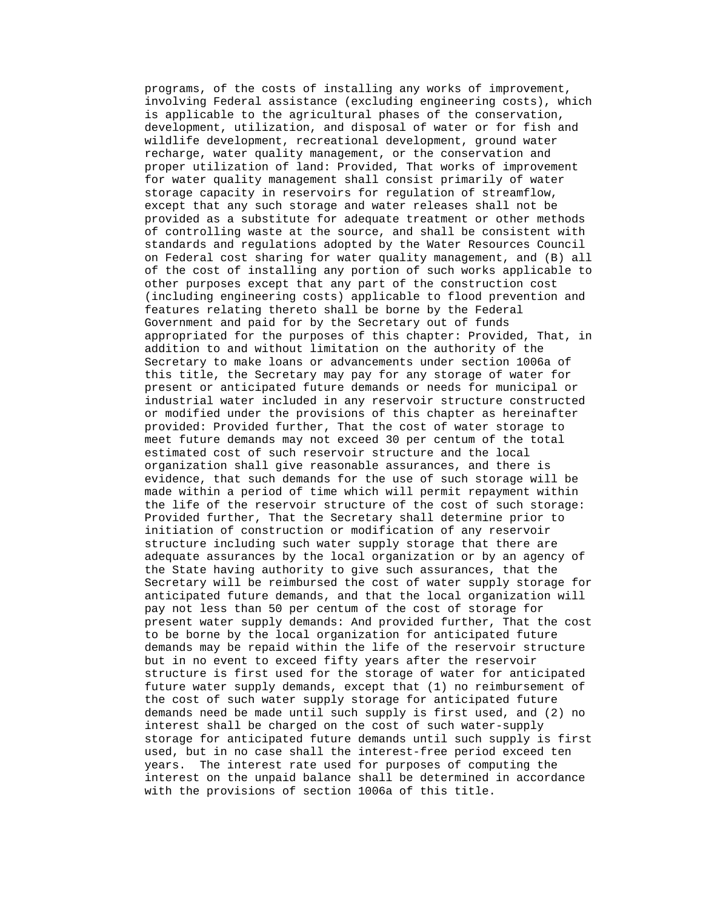programs, of the costs of installing any works of improvement, involving Federal assistance (excluding engineering costs), which is applicable to the agricultural phases of the conservation, development, utilization, and disposal of water or for fish and wildlife development, recreational development, ground water recharge, water quality management, or the conservation and proper utilization of land: Provided, That works of improvement for water quality management shall consist primarily of water storage capacity in reservoirs for regulation of streamflow, except that any such storage and water releases shall not be provided as a substitute for adequate treatment or other methods of controlling waste at the source, and shall be consistent with standards and regulations adopted by the Water Resources Council on Federal cost sharing for water quality management, and (B) all of the cost of installing any portion of such works applicable to other purposes except that any part of the construction cost (including engineering costs) applicable to flood prevention and features relating thereto shall be borne by the Federal Government and paid for by the Secretary out of funds appropriated for the purposes of this chapter: Provided, That, in addition to and without limitation on the authority of the Secretary to make loans or advancements under section 1006a of this title, the Secretary may pay for any storage of water for present or anticipated future demands or needs for municipal or industrial water included in any reservoir structure constructed or modified under the provisions of this chapter as hereinafter provided: Provided further, That the cost of water storage to meet future demands may not exceed 30 per centum of the total estimated cost of such reservoir structure and the local organization shall give reasonable assurances, and there is evidence, that such demands for the use of such storage will be made within a period of time which will permit repayment within the life of the reservoir structure of the cost of such storage: Provided further, That the Secretary shall determine prior to initiation of construction or modification of any reservoir structure including such water supply storage that there are adequate assurances by the local organization or by an agency of the State having authority to give such assurances, that the Secretary will be reimbursed the cost of water supply storage for anticipated future demands, and that the local organization will pay not less than 50 per centum of the cost of storage for present water supply demands: And provided further, That the cost to be borne by the local organization for anticipated future demands may be repaid within the life of the reservoir structure but in no event to exceed fifty years after the reservoir structure is first used for the storage of water for anticipated future water supply demands, except that (1) no reimbursement of the cost of such water supply storage for anticipated future demands need be made until such supply is first used, and (2) no interest shall be charged on the cost of such water-supply storage for anticipated future demands until such supply is first used, but in no case shall the interest-free period exceed ten years. The interest rate used for purposes of computing the interest on the unpaid balance shall be determined in accordance with the provisions of section 1006a of this title.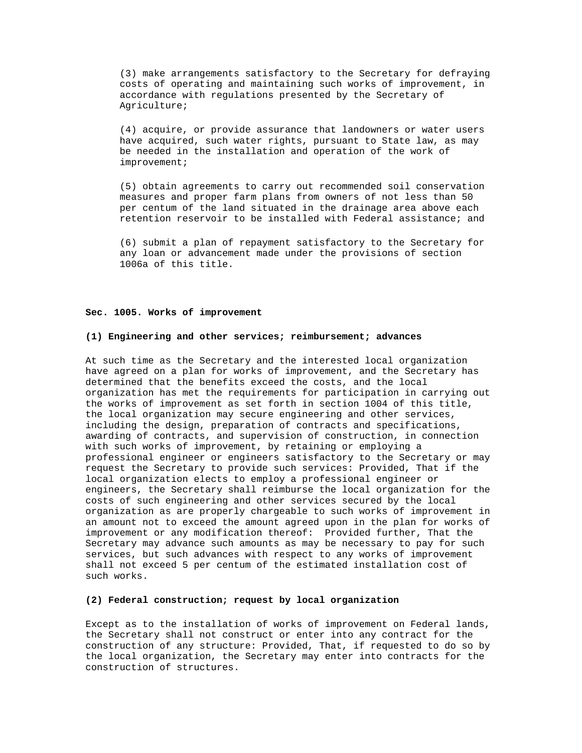(3) make arrangements satisfactory to the Secretary for defraying costs of operating and maintaining such works of improvement, in accordance with regulations presented by the Secretary of Agriculture;

(4) acquire, or provide assurance that landowners or water users have acquired, such water rights, pursuant to State law, as may be needed in the installation and operation of the work of improvement;

(5) obtain agreements to carry out recommended soil conservation measures and proper farm plans from owners of not less than 50 per centum of the land situated in the drainage area above each retention reservoir to be installed with Federal assistance; and

(6) submit a plan of repayment satisfactory to the Secretary for any loan or advancement made under the provisions of section 1006a of this title.

**Sec. 1005. Works of improvement**

**(1) Engineering and other services; reimbursement; advances**

At such time as the Secretary and the interested local organization have agreed on a plan for works of improvement, and the Secretary has determined that the benefits exceed the costs, and the local organization has met the requirements for participation in carrying out the works of improvement as set forth in section 1004 of this title, the local organization may secure engineering and other services, including the design, preparation of contracts and specifications, awarding of contracts, and supervision of construction, in connection with such works of improvement, by retaining or employing a professional engineer or engineers satisfactory to the Secretary or may request the Secretary to provide such services: Provided, That if the local organization elects to employ a professional engineer or engineers, the Secretary shall reimburse the local organization for the costs of such engineering and other services secured by the local organization as are properly chargeable to such works of improvement in an amount not to exceed the amount agreed upon in the plan for works of improvement or any modification thereof: Provided further, That the Secretary may advance such amounts as may be necessary to pay for such services, but such advances with respect to any works of improvement shall not exceed 5 per centum of the estimated installation cost of such works.

**(2) Federal construction; request by local organization**

Except as to the installation of works of improvement on Federal lands, the Secretary shall not construct or enter into any contract for the construction of any structure: Provided, That, if requested to do so by the local organization, the Secretary may enter into contracts for the construction of structures.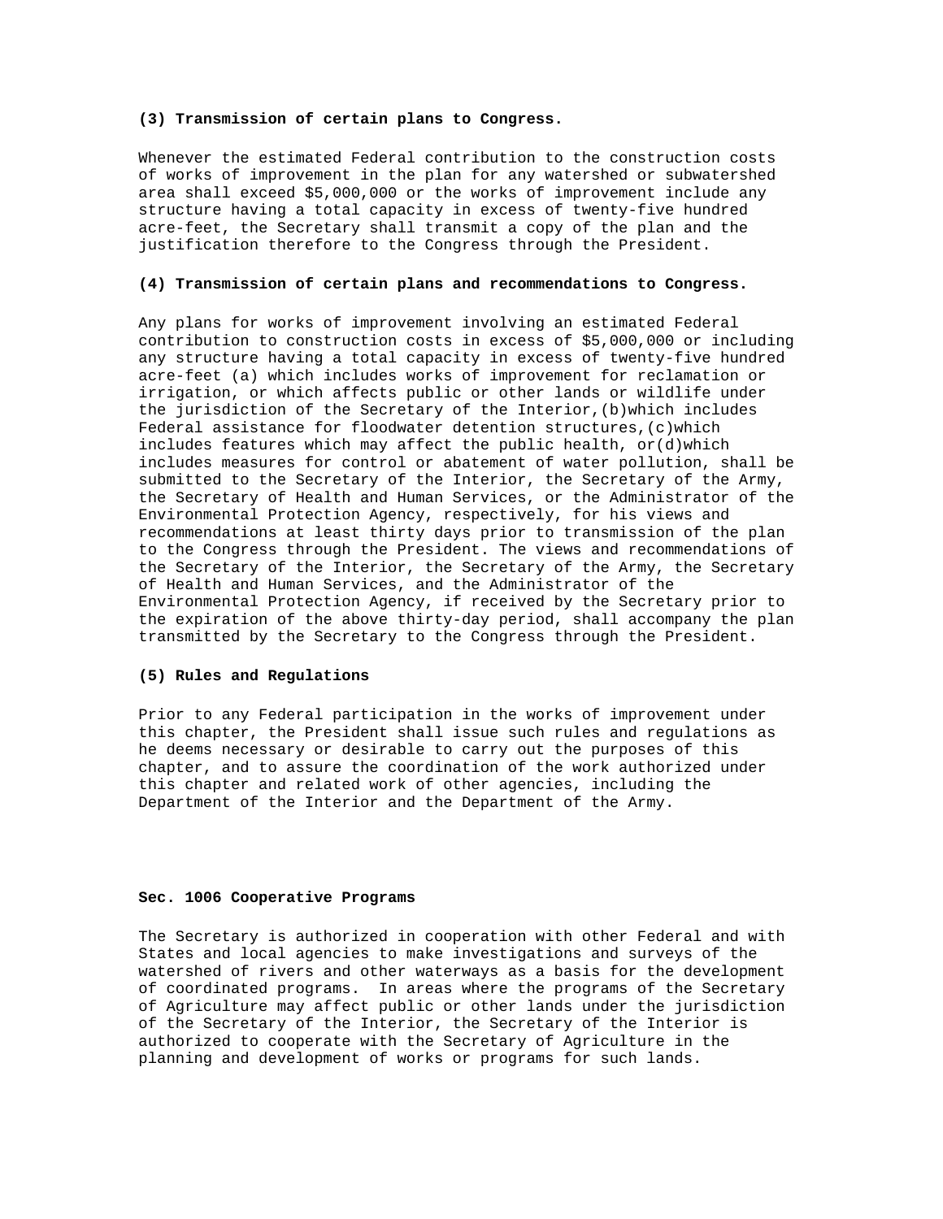**(3) Transmission of certain plans to Congress.**

Whenever the estimated Federal contribution to the construction costs of works of improvement in the plan for any watershed or subwatershed area shall exceed $5,000,000 or the works of improvement include any structure having a total capacity in excess of twenty-five hundred acre-feet, the Secretary shall transmit a copy of the plan and the justification therefore to the Congress through the President.

**(4) Transmission of certain plans and recommendations to Congress.**

Any plans for works of improvement involving an estimated Federal contribution to construction costs in excess of $5,000,000 or including any structure having a total capacity in excess of twenty-five hundred acre-feet (a) which includes works of improvement for reclamation or irrigation, or which affects public or other lands or wildlife under the jurisdiction of the Secretary of the Interior,(b)which includes Federal assistance for floodwater detention structures,(c)which includes features which may affect the public health, or(d)which includes measures for control or abatement of water pollution, shall be submitted to the Secretary of the Interior, the Secretary of the Army, the Secretary of Health and Human Services, or the Administrator of the Environmental Protection Agency, respectively, for his views and recommendations at least thirty days prior to transmission of the plan to the Congress through the President. The views and recommendations of the Secretary of the Interior, the Secretary of the Army, the Secretary of Health and Human Services, and the Administrator of the Environmental Protection Agency, if received by the Secretary prior to the expiration of the above thirty-day period, shall accompany the plan transmitted by the Secretary to the Congress through the President.

**(5) Rules and Regulations**

Prior to any Federal participation in the works of improvement under this chapter, the President shall issue such rules and regulations as he deems necessary or desirable to carry out the purposes of this chapter, and to assure the coordination of the work authorized under this chapter and related work of other agencies, including the Department of the Interior and the Department of the Army.

**Sec. 1006 Cooperative Programs**

The Secretary is authorized in cooperation with other Federal and with States and local agencies to make investigations and surveys of the watershed of rivers and other waterways as a basis for the development of coordinated programs. In areas where the programs of the Secretary of Agriculture may affect public or other lands under the jurisdiction of the Secretary of the Interior, the Secretary of the Interior is authorized to cooperate with the Secretary of Agriculture in the planning and development of works or programs for such lands.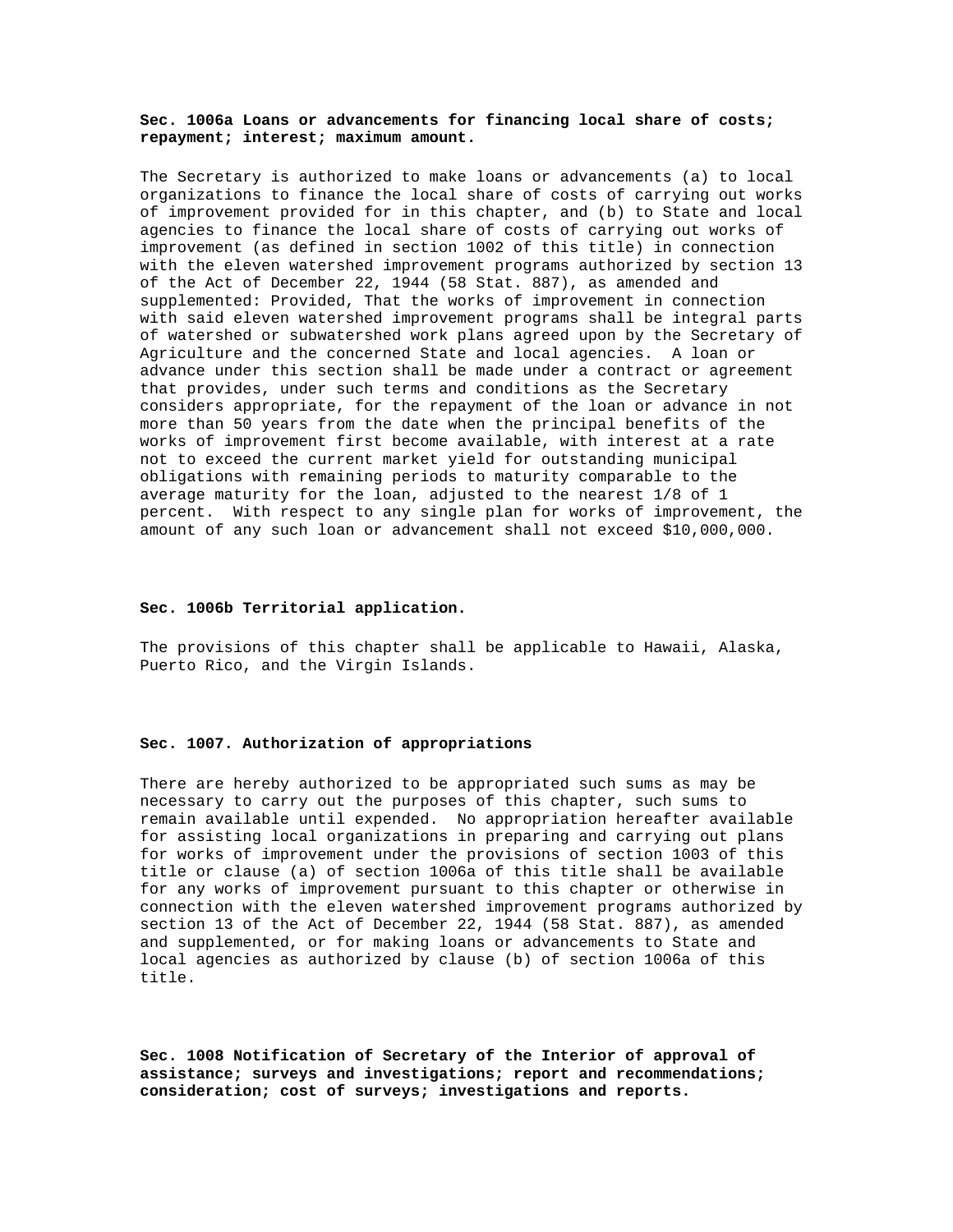**Sec. 1006a Loans or advancements for financing local share of costs; repayment; interest; maximum amount.**

The Secretary is authorized to make loans or advancements (a) to local organizations to finance the local share of costs of carrying out works of improvement provided for in this chapter, and (b) to State and local agencies to finance the local share of costs of carrying out works of improvement (as defined in section 1002 of this title) in connection with the eleven watershed improvement programs authorized by section 13 of the Act of December 22, 1944 (58 Stat. 887), as amended and supplemented: Provided, That the works of improvement in connection with said eleven watershed improvement programs shall be integral parts of watershed or subwatershed work plans agreed upon by the Secretary of Agriculture and the concerned State and local agencies. A loan or advance under this section shall be made under a contract or agreement that provides, under such terms and conditions as the Secretary considers appropriate, for the repayment of the loan or advance in not more than 50 years from the date when the principal benefits of the works of improvement first become available, with interest at a rate not to exceed the current market yield for outstanding municipal obligations with remaining periods to maturity comparable to the average maturity for the loan, adjusted to the nearest 1/8 of 1 percent. With respect to any single plan for works of improvement, the amount of any such loan or advancement shall not exceed $10,000,000.

**Sec. 1006b Territorial application.**

The provisions of this chapter shall be applicable to Hawaii, Alaska, Puerto Rico, and the Virgin Islands.

**Sec. 1007. Authorization of appropriations**

There are hereby authorized to be appropriated such sums as may be necessary to carry out the purposes of this chapter, such sums to remain available until expended. No appropriation hereafter available for assisting local organizations in preparing and carrying out plans for works of improvement under the provisions of section 1003 of this title or clause (a) of section 1006a of this title shall be available for any works of improvement pursuant to this chapter or otherwise in connection with the eleven watershed improvement programs authorized by section 13 of the Act of December 22, 1944 (58 Stat. 887), as amended and supplemented, or for making loans or advancements to State and local agencies as authorized by clause (b) of section 1006a of this title.

**Sec. 1008 Notification of Secretary of the Interior of approval of assistance; surveys and investigations; report and recommendations; consideration; cost of surveys; investigations and reports.**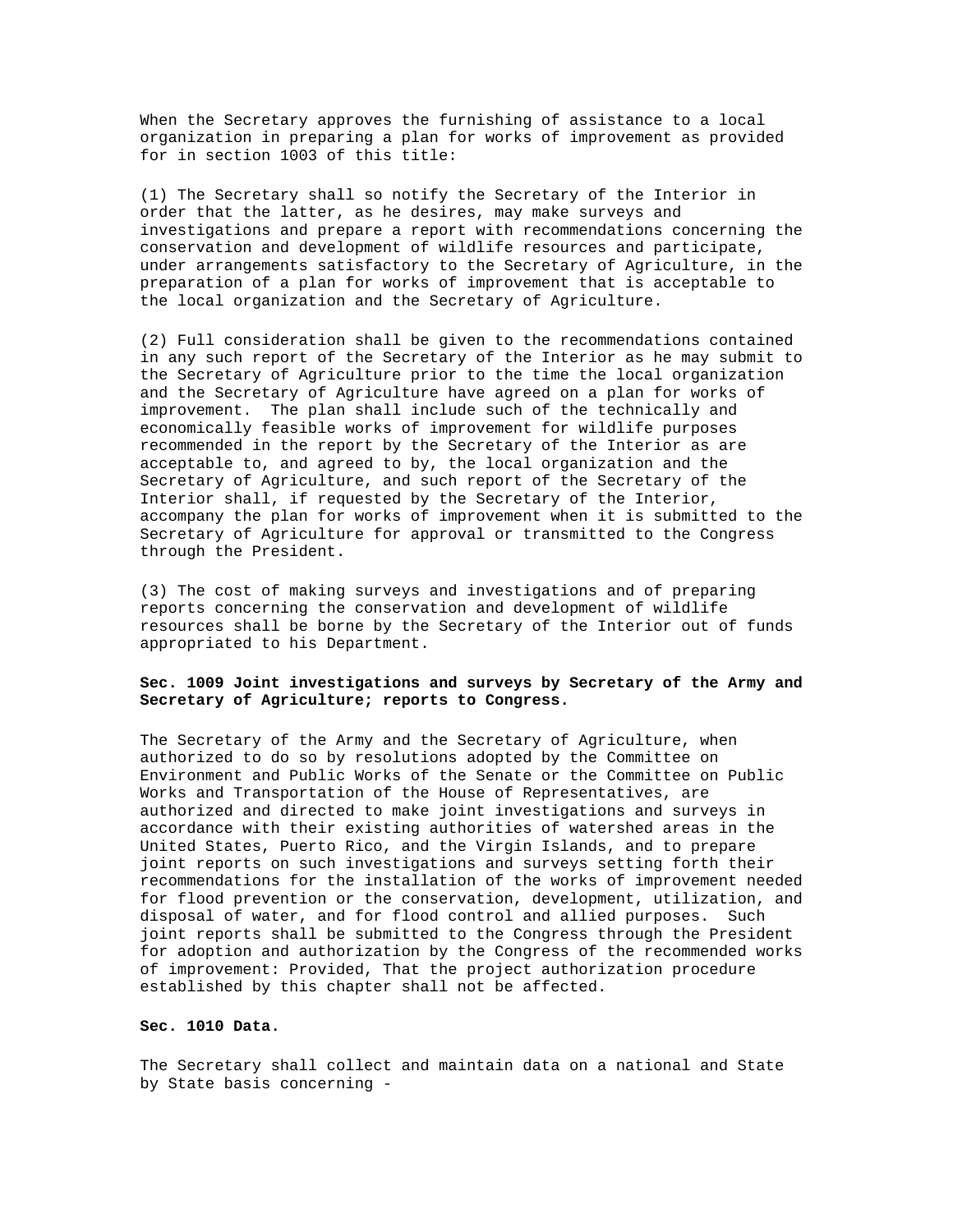When the Secretary approves the furnishing of assistance to a local organization in preparing a plan for works of improvement as provided for in section 1003 of this title:

(1) The Secretary shall so notify the Secretary of the Interior in order that the latter, as he desires, may make surveys and investigations and prepare a report with recommendations concerning the conservation and development of wildlife resources and participate, under arrangements satisfactory to the Secretary of Agriculture, in the preparation of a plan for works of improvement that is acceptable to the local organization and the Secretary of Agriculture.

(2) Full consideration shall be given to the recommendations contained in any such report of the Secretary of the Interior as he may submit to the Secretary of Agriculture prior to the time the local organization and the Secretary of Agriculture have agreed on a plan for works of improvement. The plan shall include such of the technically and economically feasible works of improvement for wildlife purposes recommended in the report by the Secretary of the Interior as are acceptable to, and agreed to by, the local organization and the Secretary of Agriculture, and such report of the Secretary of the Interior shall, if requested by the Secretary of the Interior, accompany the plan for works of improvement when it is submitted to the Secretary of Agriculture for approval or transmitted to the Congress through the President.

(3) The cost of making surveys and investigations and of preparing reports concerning the conservation and development of wildlife resources shall be borne by the Secretary of the Interior out of funds appropriated to his Department.

**Sec. 1009 Joint investigations and surveys by Secretary of the Army and Secretary of Agriculture; reports to Congress.**

The Secretary of the Army and the Secretary of Agriculture, when authorized to do so by resolutions adopted by the Committee on Environment and Public Works of the Senate or the Committee on Public Works and Transportation of the House of Representatives, are authorized and directed to make joint investigations and surveys in accordance with their existing authorities of watershed areas in the United States, Puerto Rico, and the Virgin Islands, and to prepare joint reports on such investigations and surveys setting forth their recommendations for the installation of the works of improvement needed for flood prevention or the conservation, development, utilization, and disposal of water, and for flood control and allied purposes. Such joint reports shall be submitted to the Congress through the President for adoption and authorization by the Congress of the recommended works of improvement: Provided, That the project authorization procedure established by this chapter shall not be affected.

**Sec. 1010 Data.**

The Secretary shall collect and maintain data on a national and State by State basis concerning -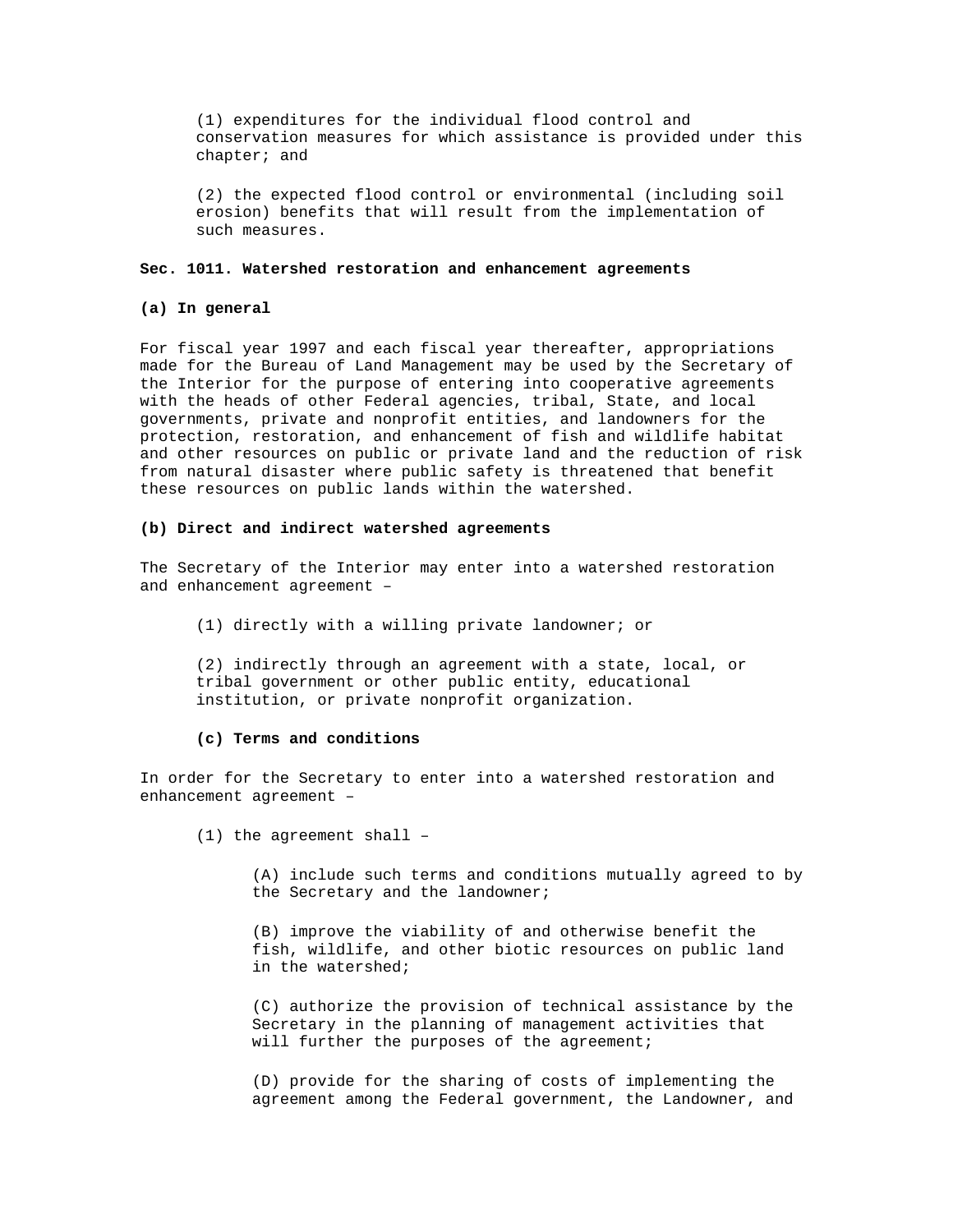(1) expenditures for the individual flood control and conservation measures for which assistance is provided under this chapter; and

(2) the expected flood control or environmental (including soil erosion) benefits that will result from the implementation of such measures.

**Sec. 1011. Watershed restoration and enhancement agreements**

**(a) In general**

For fiscal year 1997 and each fiscal year thereafter, appropriations made for the Bureau of Land Management may be used by the Secretary of the Interior for the purpose of entering into cooperative agreements with the heads of other Federal agencies, tribal, State, and local governments, private and nonprofit entities, and landowners for the protection, restoration, and enhancement of fish and wildlife habitat and other resources on public or private land and the reduction of risk from natural disaster where public safety is threatened that benefit these resources on public lands within the watershed.

**(b) Direct and indirect watershed agreements**

The Secretary of the Interior may enter into a watershed restoration and enhancement agreement –

(1) directly with a willing private landowner; or

(2) indirectly through an agreement with a state, local, or tribal government or other public entity, educational institution, or private nonprofit organization.

**(c) Terms and conditions**

In order for the Secretary to enter into a watershed restoration and enhancement agreement –

(1) the agreement shall –

(A) include such terms and conditions mutually agreed to by the Secretary and the landowner;

(B) improve the viability of and otherwise benefit the fish, wildlife, and other biotic resources on public land in the watershed;

(C) authorize the provision of technical assistance by the Secretary in the planning of management activities that will further the purposes of the agreement;

(D) provide for the sharing of costs of implementing the agreement among the Federal government, the Landowner, and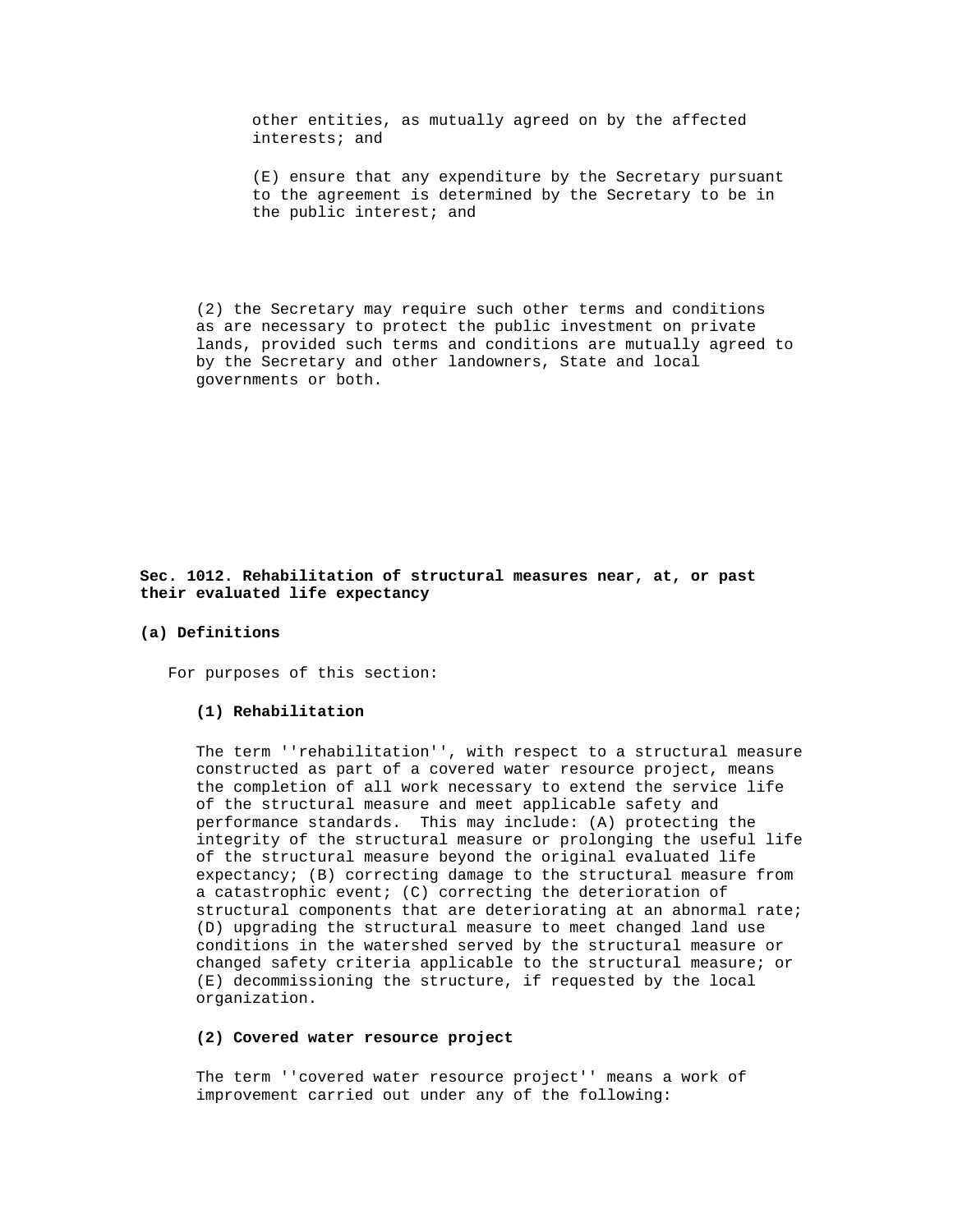other entities, as mutually agreed on by the affected interests; and

(E) ensure that any expenditure by the Secretary pursuant to the agreement is determined by the Secretary to be in the public interest; and

(2) the Secretary may require such other terms and conditions as are necessary to protect the public investment on private lands, provided such terms and conditions are mutually agreed to by the Secretary and other landowners, State and local governments or both.

**Sec. 1012. Rehabilitation of structural measures near, at, or past their evaluated life expectancy**

**(a) Definitions**

For purposes of this section:

**(1) Rehabilitation**

The term ''rehabilitation'', with respect to a structural measure constructed as part of a covered water resource project, means the completion of all work necessary to extend the service life of the structural measure and meet applicable safety and performance standards. This may include: (A) protecting the integrity of the structural measure or prolonging the useful life of the structural measure beyond the original evaluated life expectancy; (B) correcting damage to the structural measure from a catastrophic event; (C) correcting the deterioration of structural components that are deteriorating at an abnormal rate; (D) upgrading the structural measure to meet changed land use conditions in the watershed served by the structural measure or changed safety criteria applicable to the structural measure; or (E) decommissioning the structure, if requested by the local organization.

**(2) Covered water resource project**

The term ''covered water resource project'' means a work of improvement carried out under any of the following: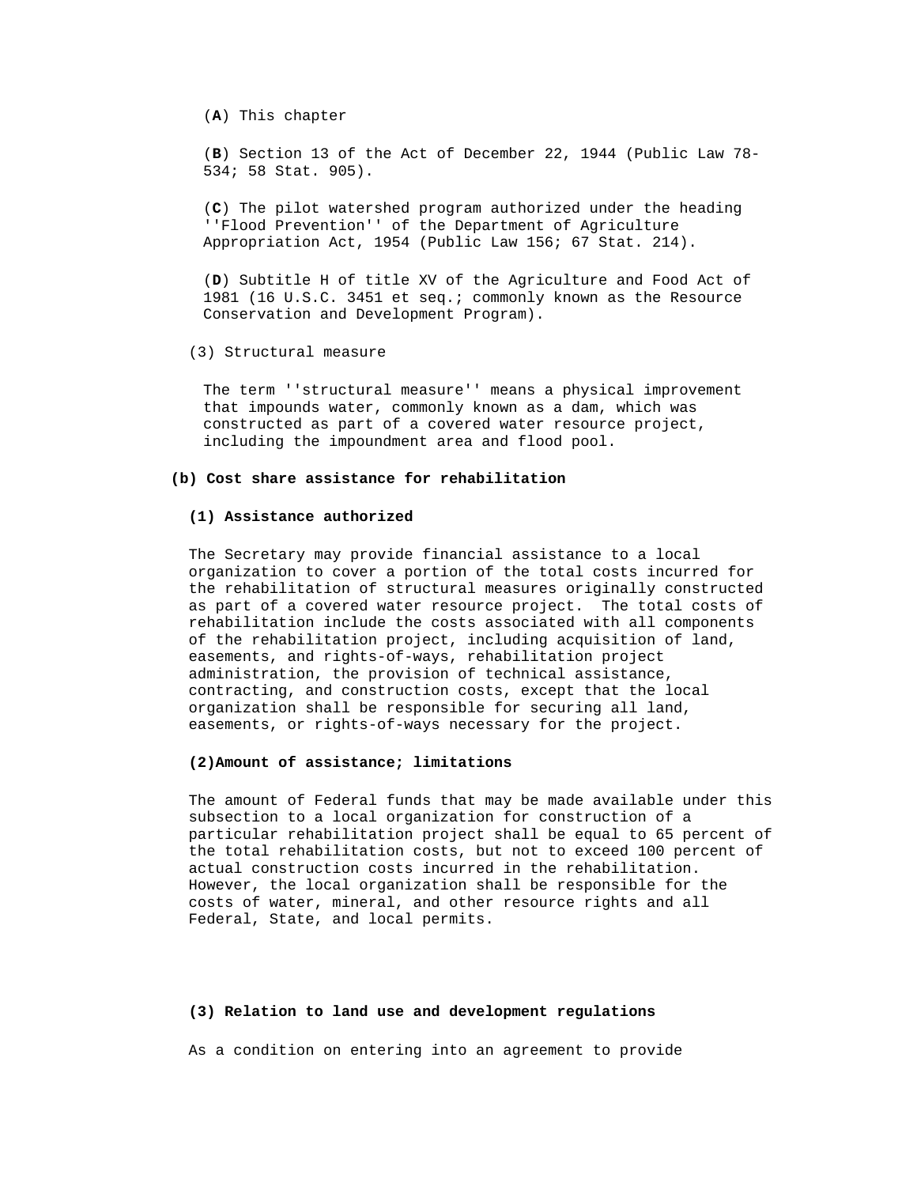(**A**) This chapter

(**B**) Section 13 of the Act of December 22, 1944 (Public Law 78-534; 58 Stat. 905).

(**C**) The pilot watershed program authorized under the heading ''Flood Prevention'' of the Department of Agriculture Appropriation Act, 1954 (Public Law 156; 67 Stat. 214).

(**D**) Subtitle H of title XV of the Agriculture and Food Act of 1981 (16 U.S.C. 3451 et seq.; commonly known as the Resource Conservation and Development Program).

(3) Structural measure

The term ''structural measure'' means a physical improvement that impounds water, commonly known as a dam, which was constructed as part of a covered water resource project, including the impoundment area and flood pool.

**(b) Cost share assistance for rehabilitation**

**(1) Assistance authorized**

The Secretary may provide financial assistance to a local organization to cover a portion of the total costs incurred for the rehabilitation of structural measures originally constructed as part of a covered water resource project. The total costs of rehabilitation include the costs associated with all components of the rehabilitation project, including acquisition of land, easements, and rights-of-ways, rehabilitation project administration, the provision of technical assistance, contracting, and construction costs, except that the local organization shall be responsible for securing all land, easements, or rights-of-ways necessary for the project.

**(2)Amount of assistance; limitations**

The amount of Federal funds that may be made available under this subsection to a local organization for construction of a particular rehabilitation project shall be equal to 65 percent of the total rehabilitation costs, but not to exceed 100 percent of actual construction costs incurred in the rehabilitation. However, the local organization shall be responsible for the costs of water, mineral, and other resource rights and all Federal, State, and local permits.

**(3) Relation to land use and development regulations**

As a condition on entering into an agreement to provide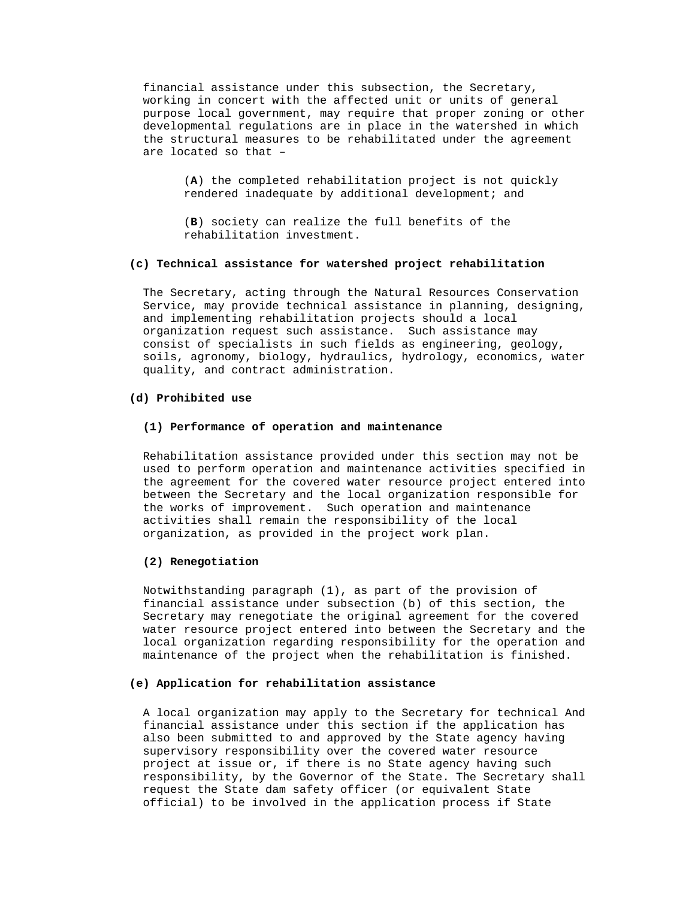financial assistance under this subsection, the Secretary, working in concert with the affected unit or units of general purpose local government, may require that proper zoning or other developmental regulations are in place in the watershed in which the structural measures to be rehabilitated under the agreement are located so that –

(**A**) the completed rehabilitation project is not quickly rendered inadequate by additional development; and

(**B**) society can realize the full benefits of the rehabilitation investment.

**(c) Technical assistance for watershed project rehabilitation**

The Secretary, acting through the Natural Resources Conservation Service, may provide technical assistance in planning, designing, and implementing rehabilitation projects should a local organization request such assistance. Such assistance may consist of specialists in such fields as engineering, geology, soils, agronomy, biology, hydraulics, hydrology, economics, water quality, and contract administration.

**(d) Prohibited use**

**(1) Performance of operation and maintenance**

Rehabilitation assistance provided under this section may not be used to perform operation and maintenance activities specified in the agreement for the covered water resource project entered into between the Secretary and the local organization responsible for the works of improvement. Such operation and maintenance activities shall remain the responsibility of the local organization, as provided in the project work plan.

**(2) Renegotiation**

Notwithstanding paragraph (1), as part of the provision of financial assistance under subsection (b) of this section, the Secretary may renegotiate the original agreement for the covered water resource project entered into between the Secretary and the local organization regarding responsibility for the operation and maintenance of the project when the rehabilitation is finished.

**(e) Application for rehabilitation assistance**

A local organization may apply to the Secretary for technical And financial assistance under this section if the application has also been submitted to and approved by the State agency having supervisory responsibility over the covered water resource project at issue or, if there is no State agency having such responsibility, by the Governor of the State. The Secretary shall request the State dam safety officer (or equivalent State official) to be involved in the application process if State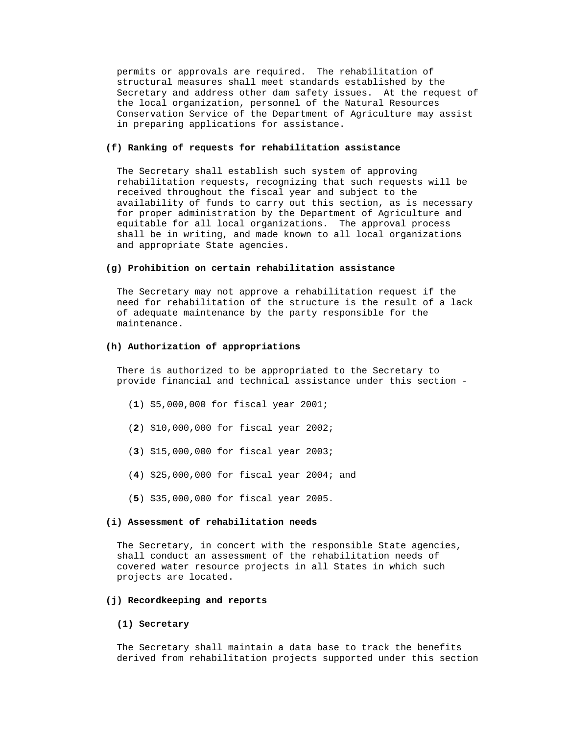permits or approvals are required. The rehabilitation of structural measures shall meet standards established by the Secretary and address other dam safety issues. At the request of the local organization, personnel of the Natural Resources Conservation Service of the Department of Agriculture may assist in preparing applications for assistance.

**(f) Ranking of requests for rehabilitation assistance**

The Secretary shall establish such system of approving rehabilitation requests, recognizing that such requests will be received throughout the fiscal year and subject to the availability of funds to carry out this section, as is necessary for proper administration by the Department of Agriculture and equitable for all local organizations. The approval process shall be in writing, and made known to all local organizations and appropriate State agencies.

**(g) Prohibition on certain rehabilitation assistance**

The Secretary may not approve a rehabilitation request if the need for rehabilitation of the structure is the result of a lack of adequate maintenance by the party responsible for the maintenance.

**(h) Authorization of appropriations**

There is authorized to be appropriated to the Secretary to provide financial and technical assistance under this section -

(**1**) $5,000,000 for fiscal year 2001;

(**2**) $10,000,000 for fiscal year 2002;

(**3**) $15,000,000 for fiscal year 2003;

(**4**) $25,000,000 for fiscal year 2004; and

(**5**) $35,000,000 for fiscal year 2005.

**(i) Assessment of rehabilitation needs**

The Secretary, in concert with the responsible State agencies, shall conduct an assessment of the rehabilitation needs of covered water resource projects in all States in which such projects are located.

**(j) Recordkeeping and reports**

**(1) Secretary**

The Secretary shall maintain a data base to track the benefits derived from rehabilitation projects supported under this section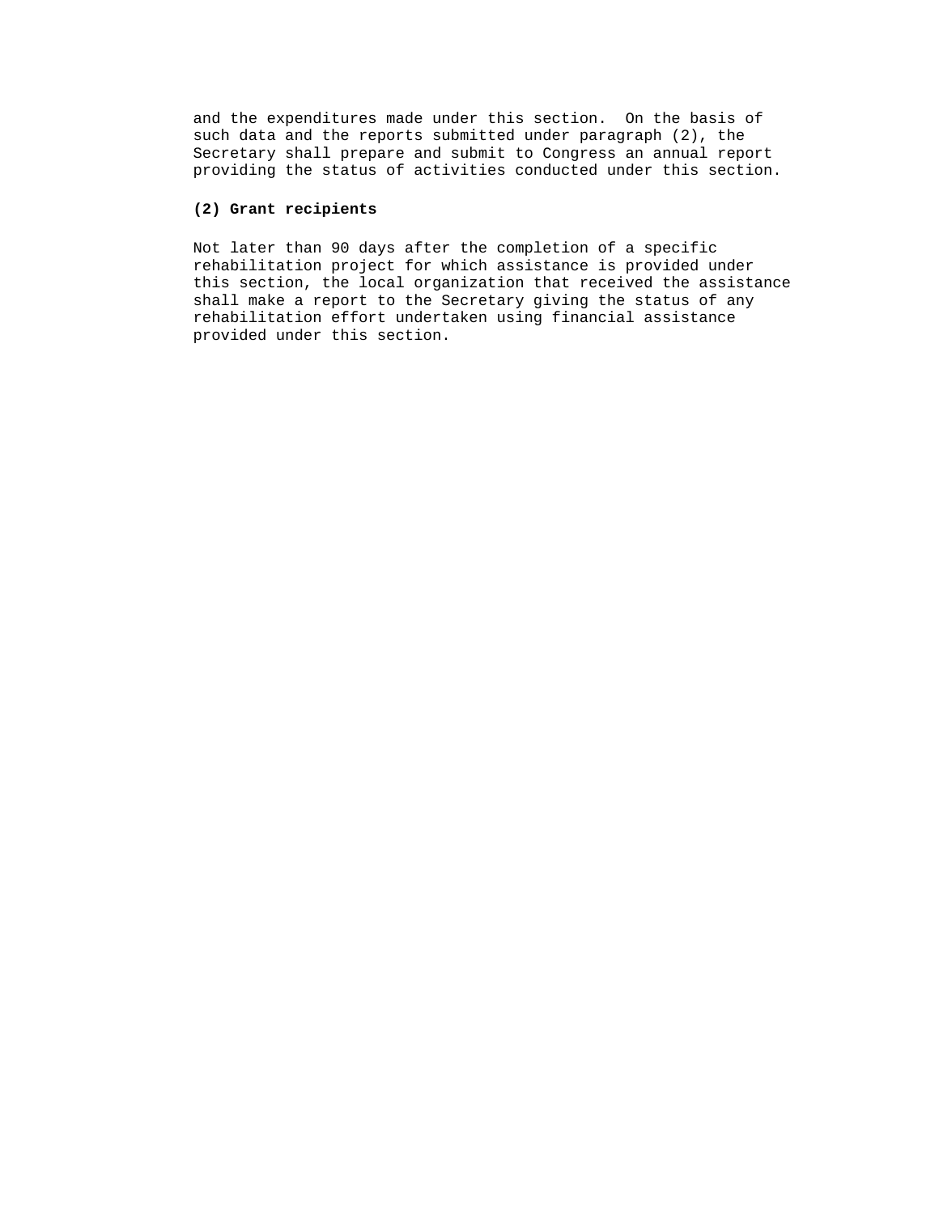and the expenditures made under this section. On the basis of such data and the reports submitted under paragraph (2), the Secretary shall prepare and submit to Congress an annual report providing the status of activities conducted under this section.

**(2) Grant recipients**

Not later than 90 days after the completion of a specific rehabilitation project for which assistance is provided under this section, the local organization that received the assistance shall make a report to the Secretary giving the status of any rehabilitation effort undertaken using financial assistance provided under this section.